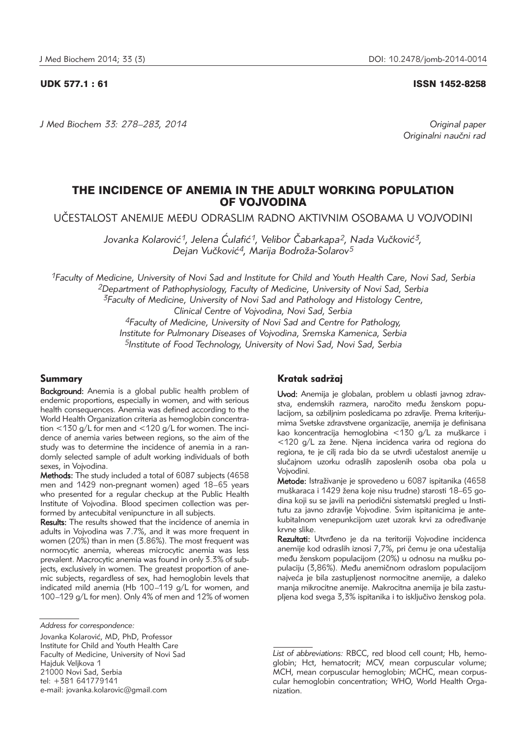UDK 577.1 : 61

ISSN 1452-8258

Original paper
Originalni naučni rad

# THE INCIDENCE OF ANEMIA IN THE ADULT WORKING POPULATION OF VOJVODINA

UČESTALOST ANEMIJE MEĐU ODRASLIM RADNO AKTIVNIM OSOBAMA U VOJVODINI

*Jovanka Kolarović[1], Jelena Ćulafić[1], Velibor Čabarkapa[2], Nada Vučković[3], Dejan Vučković[4], Marija Bodroža-Solarov[5]*

*[1]Faculty of Medicine, University of Novi Sad and Institute for Child and Youth Health Care, Novi Sad, Serbia*
*[2]Department of Pathophysiology, Faculty of Medicine, University of Novi Sad, Serbia*
*[3]Faculty of Medicine, University of Novi Sad and Pathology and Histology Centre, Clinical Centre of Vojvodina, Novi Sad, Serbia*
*[4]Faculty of Medicine, University of Novi Sad and Centre for Pathology, Institute for Pulmonary Diseases of Vojvodina, Sremska Kamenica, Serbia*
*[5]Institute of Food Technology, University of Novi Sad, Novi Sad, Serbia*

## Summary

**Background:** Anemia is a global public health problem of endemic proportions, especially in women, and with serious health consequences. Anemia was defined according to the World Health Organization criteria as hemoglobin concentration <130 g/L for men and <120 g/L for women. The incidence of anemia varies between regions, so the aim of the study was to determine the incidence of anemia in a randomly selected sample of adult working individuals of both sexes, in Vojvodina.

**Methods:** The study included a total of 6087 subjects (4658 men and 1429 non-pregnant women) aged 18–65 years who presented for a regular checkup at the Public Health Institute of Vojvodina. Blood specimen collection was performed by antecubital venipuncture in all subjects.

**Results:** The results showed that the incidence of anemia in adults in Vojvodina was 7.7%, and it was more frequent in women (20%) than in men (3.86%). The most frequent was normocytic anemia, whereas microcytic anemia was less prevalent. Macrocytic anemia was found in only 3.3% of subjects, exclusively in women. The greatest proportion of anemic subjects, regardless of sex, had hemoglobin levels that indicated mild anemia (Hb 100–119 g/L for women, and 100–129 g/L for men). Only 4% of men and 12% of women

## Kratak sadržaj

**Uvod:** Anemija je globalan, problem u oblasti javnog zdravstva, endemskih razmera, naročito među ženskom populacijom, sa ozbiljnim posledicama po zdravlje. Prema kriterijumima Svetske zdravstvene organizacije, anemija je definisana kao koncentracija hemoglobina <130 g/L za muškarce i <120 g/L za žene. Njena incidenca varira od regiona do regiona, te je cilj rada bio da se utvrdi učestalost anemije u slučajnom uzorku odraslih zaposlenih osoba oba pola u Vojvodini.

**Metode:** Istraživanje je sprovedeno u 6087 ispitanika (4658 muškaraca i 1429 žena koje nisu trudne) starosti 18–65 godina koji su se javili na periodični sistematski pregled u Institutu za javno zdravlje Vojvodine. Svim ispitanicima je antekubitalnom venepunkcijom uzet uzorak krvi za određivanje krvne slike.

**Rezultati:** Utvrđeno je da na teritoriji Vojvodine incidenca anemije kod odraslih iznosi 7,7%, pri čemu je ona učestalija među ženskom populacijom (20%) u odnosu na mušku populaciju (3,86%). Među anemičnom odraslom populacijom najveća je bila zastupljenost normocitne anemije, a daleko manja mikrocitne anemije. Makrocitna anemija je bila zastupljena kod svega 3,3% ispitanika i to isključivo ženskog pola.

---

*Address for correspondence:*

Jovanka Kolarović, MD, PhD, Professor
Institute for Child and Youth Health Care
Faculty of Medicine, University of Novi Sad
Hajduk Veljkova 1
21000 Novi Sad, Serbia
tel: +381 641779141
e-mail: jovanka.kolarovic@gmail.com

*List of abbreviations:* RBCC, red blood cell count; Hb, hemoglobin; Hct, hematocrit; MCV, mean corpuscular volume; MCH, mean corpuscular hemoglobin; MCHC, mean corpuscular hemoglobin concentration; WHO, World Health Organization.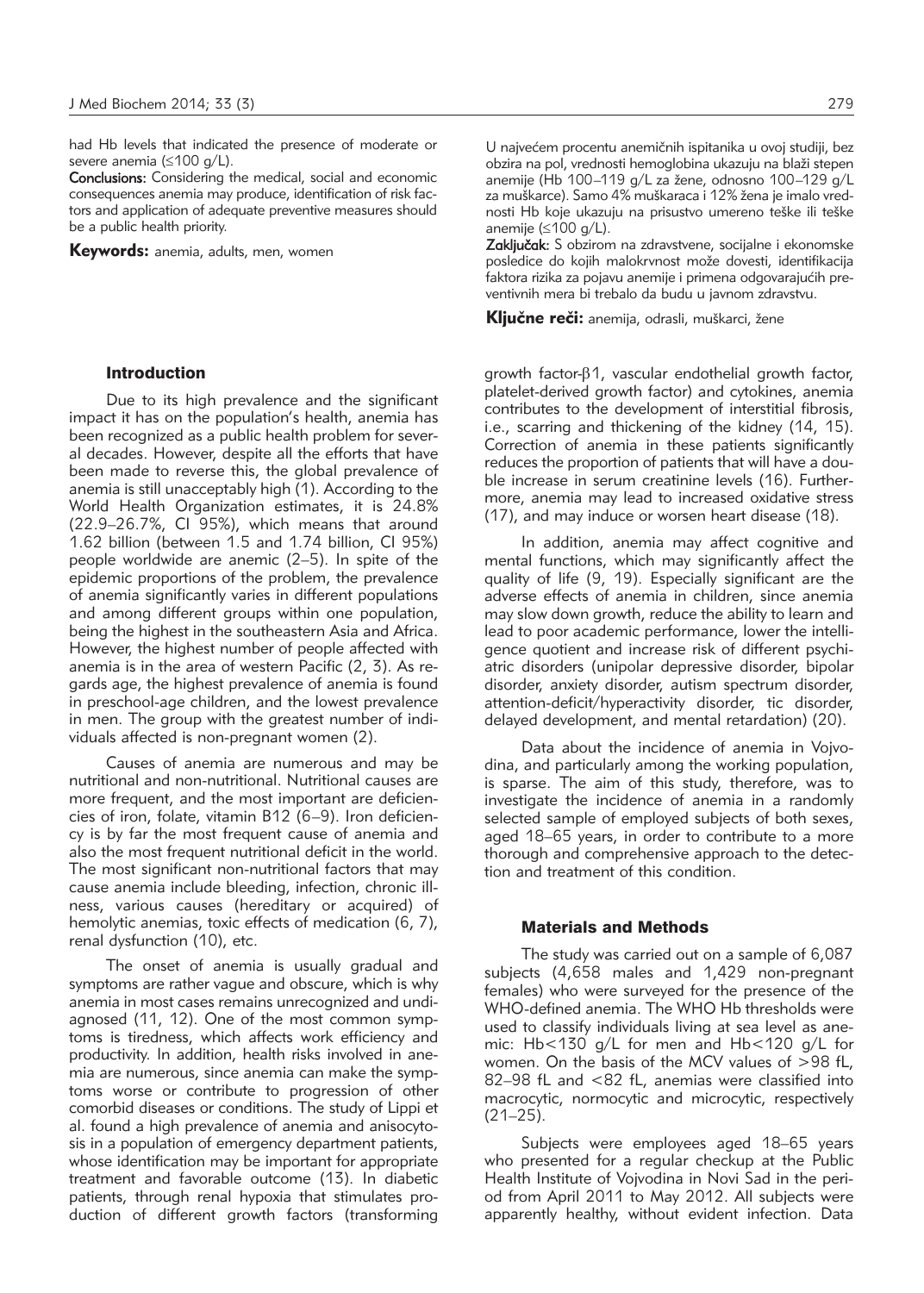had Hb levels that indicated the presence of moderate or severe anemia (≤100 g/L).

**Conclusions:** Considering the medical, social and economic consequences anemia may produce, identification of risk factors and application of adequate preventive measures should be a public health priority.

**Keywords:** anemia, adults, men, women

U najvećem procentu anemičnih ispitanika u ovoj studiji, bez obzira na pol, vrednosti hemoglobina ukazuju na blaži stepen anemije (Hb 100–119 g/L za žene, odnosno 100–129 g/L za muškarce). Samo 4% muškaraca i 12% žena je imalo vrednosti Hb koje ukazuju na prisustvo umereno teške ili teške anemije (≤100 g/L).

**Zaključak:** S obzirom na zdravstvene, socijalne i ekonomske posledice do kojih malokrvnost može dovesti, identifikacija faktora rizika za pojavu anemije i primena odgovarajućih preventivnih mera bi trebalo da budu u javnom zdravstvu.

**Ključne reči:** anemija, odrasli, muškarci, žene

## Introduction

Due to its high prevalence and the significant impact it has on the population's health, anemia has been recognized as a public health problem for several decades. However, despite all the efforts that have been made to reverse this, the global prevalence of anemia is still unacceptably high (1). According to the World Health Organization estimates, it is 24.8% (22.9–26.7%, CI 95%), which means that around 1.62 billion (between 1.5 and 1.74 billion, CI 95%) people worldwide are anemic (2–5). In spite of the epidemic proportions of the problem, the prevalence of anemia significantly varies in different populations and among different groups within one population, being the highest in the southeastern Asia and Africa. However, the highest number of people affected with anemia is in the area of western Pacific (2, 3). As regards age, the highest prevalence of anemia is found in preschool-age children, and the lowest prevalence in men. The group with the greatest number of individuals affected is non-pregnant women (2).

Causes of anemia are numerous and may be nutritional and non-nutritional. Nutritional causes are more frequent, and the most important are deficiencies of iron, folate, vitamin B12 (6–9). Iron deficiency is by far the most frequent cause of anemia and also the most frequent nutritional deficit in the world. The most significant non-nutritional factors that may cause anemia include bleeding, infection, chronic illness, various causes (hereditary or acquired) of hemolytic anemias, toxic effects of medication (6, 7), renal dysfunction (10), etc.

The onset of anemia is usually gradual and symptoms are rather vague and obscure, which is why anemia in most cases remains unrecognized and undiagnosed (11, 12). One of the most common symptoms is tiredness, which affects work efficiency and productivity. In addition, health risks involved in anemia are numerous, since anemia can make the symptoms worse or contribute to progression of other comorbid diseases or conditions. The study of Lippi et al. found a high prevalence of anemia and anisocytosis in a population of emergency department patients, whose identification may be important for appropriate treatment and favorable outcome (13). In diabetic patients, through renal hypoxia that stimulates production of different growth factors (transforming growth factor-β1, vascular endothelial growth factor, platelet-derived growth factor) and cytokines, anemia contributes to the development of interstitial fibrosis, i.e., scarring and thickening of the kidney (14, 15). Correction of anemia in these patients significantly reduces the proportion of patients that will have a double increase in serum creatinine levels (16). Furthermore, anemia may lead to increased oxidative stress (17), and may induce or worsen heart disease (18).

In addition, anemia may affect cognitive and mental functions, which may significantly affect the quality of life (9, 19). Especially significant are the adverse effects of anemia in children, since anemia may slow down growth, reduce the ability to learn and lead to poor academic performance, lower the intelligence quotient and increase risk of different psychiatric disorders (unipolar depressive disorder, bipolar disorder, anxiety disorder, autism spectrum disorder, attention-deficit/hyperactivity disorder, tic disorder, delayed development, and mental retardation) (20).

Data about the incidence of anemia in Vojvodina, and particularly among the working population, is sparse. The aim of this study, therefore, was to investigate the incidence of anemia in a randomly selected sample of employed subjects of both sexes, aged 18–65 years, in order to contribute to a more thorough and comprehensive approach to the detection and treatment of this condition.

## Materials and Methods

The study was carried out on a sample of 6,087 subjects (4,658 males and 1,429 non-pregnant females) who were surveyed for the presence of the WHO-defined anemia. The WHO Hb thresholds were used to classify individuals living at sea level as anemic: Hb<130 g/L for men and Hb<120 g/L for women. On the basis of the MCV values of >98 fL, 82–98 fL and <82 fL, anemias were classified into macrocytic, normocytic and microcytic, respectively (21–25).

Subjects were employees aged 18–65 years who presented for a regular checkup at the Public Health Institute of Vojvodina in Novi Sad in the period from April 2011 to May 2012. All subjects were apparently healthy, without evident infection. Data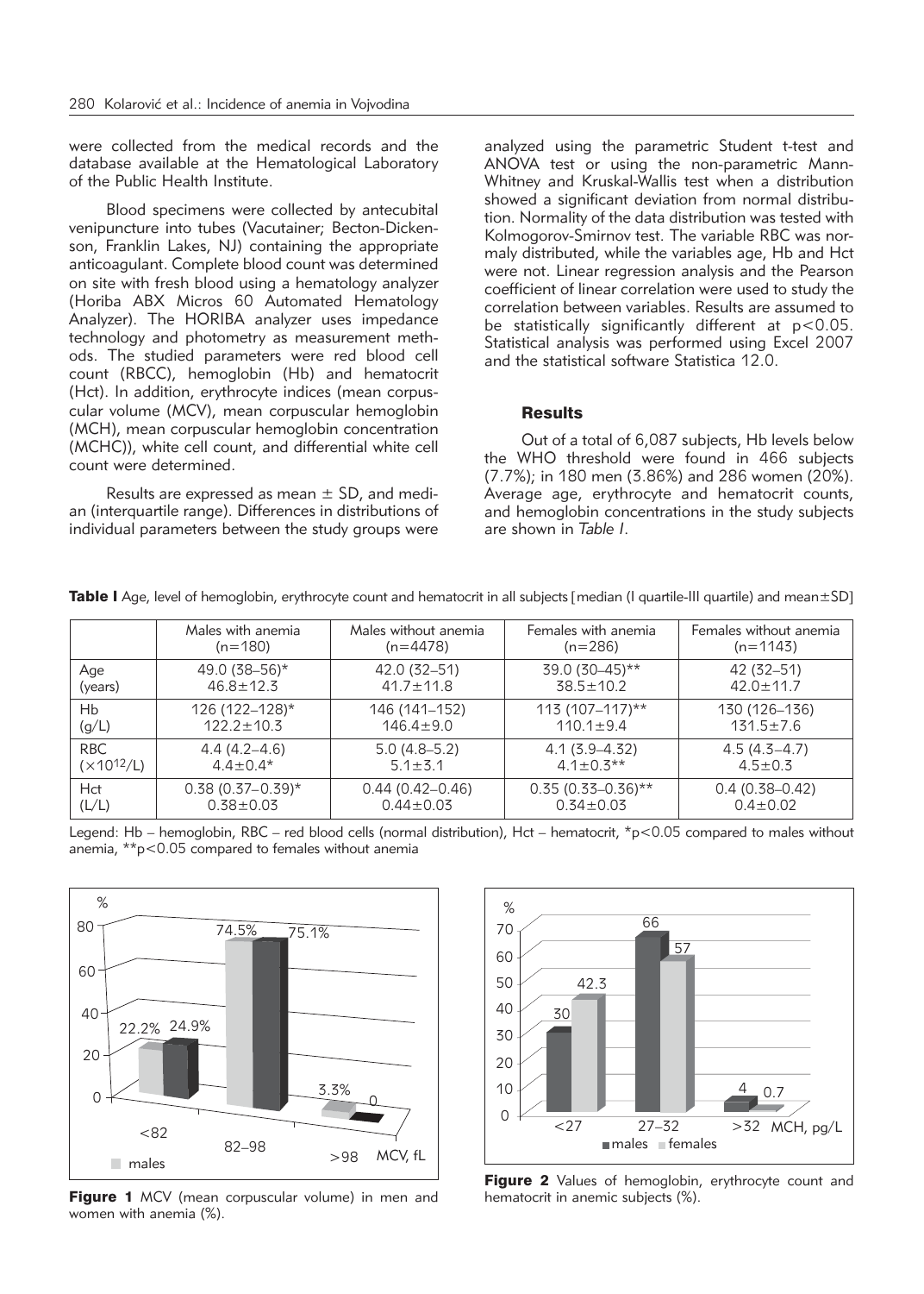were collected from the medical records and the database available at the Hematological Laboratory of the Public Health Institute.

Blood specimens were collected by antecubital venipuncture into tubes (Vacutainer; Becton-Dickenson, Franklin Lakes, NJ) containing the appropriate anticoagulant. Complete blood count was determined on site with fresh blood using a hematology analyzer (Horiba ABX Micros 60 Automated Hematology Analyzer). The HORIBA analyzer uses impedance technology and photometry as measurement methods. The studied parameters were red blood cell count (RBCC), hemoglobin (Hb) and hematocrit (Hct). In addition, erythrocyte indices (mean corpuscular volume (MCV), mean corpuscular hemoglobin (MCH), mean corpuscular hemoglobin concentration (MCHC)), white cell count, and differential white cell count were determined.

Results are expressed as mean ± SD, and median (interquartile range). Differences in distributions of individual parameters between the study groups were analyzed using the parametric Student t-test and ANOVA test or using the non-parametric Mann-Whitney and Kruskal-Wallis test when a distribution showed a significant deviation from normal distribution. Normality of the data distribution was tested with Kolmogorov-Smirnov test. The variable RBC was normaly distributed, while the variables age, Hb and Hct were not. Linear regression analysis and the Pearson coefficient of linear correlation were used to study the correlation between variables. Results are assumed to be statistically significantly different at $p<0.05$. Statistical analysis was performed using Excel 2007 and the statistical software Statistica 12.0.

## Results

Out of a total of 6,087 subjects, Hb levels below the WHO threshold were found in 466 subjects (7.7%); in 180 men (3.86%) and 286 women (20%). Average age, erythrocyte and hematocrit counts, and hemoglobin concentrations in the study subjects are shown in *Table I*.

**Table I** Age, level of hemoglobin, erythrocyte count and hematocrit in all subjects [median (I quartile-III quartile) and mean±SD]

| | Males with anemia (n=180) | Males without anemia (n=4478) | Females with anemia (n=286) | Females without anemia (n=1143) |
|---|---|---|---|---|
| Age (years) | 49.0 (38–56)*<br>46.8±12.3 | 42.0 (32–51)<br>41.7±11.8 | 39.0 (30–45)**<br>38.5±10.2 | 42 (32–51)<br>42.0±11.7 |
| Hb (g/L) | 126 (122–128)*<br>122.2±10.3 | 146 (141–152)<br>146.4±9.0 | 113 (107–117)**<br>110.1±9.4 | 130 (126–136)<br>131.5±7.6 |
| RBC ($\times 10^{12}$/L) | 4.4 (4.2–4.6)<br>4.4±0.4* | 5.0 (4.8–5.2)<br>5.1±3.1 | 4.1 (3.9–4.32)<br>4.1±0.3** | 4.5 (4.3–4.7)<br>4.5±0.3 |
| Hct (L/L) | 0.38 (0.37–0.39)*<br>0.38±0.03 | 0.44 (0.42–0.46)<br>0.44±0.03 | 0.35 (0.33–0.36)**<br>0.34±0.03 | 0.4 (0.38–0.42)<br>0.4±0.02 |

Legend: Hb – hemoglobin, RBC – red blood cells (normal distribution), Hct – hematocrit, *$p<0.05$ compared to males without anemia, **$p<0.05$ compared to females without anemia

**Figure 1** MCV (mean corpuscular volume) in men and women with anemia (%).

**Figure 2** Values of hemoglobin, erythrocyte count and hematocrit in anemic subjects (%).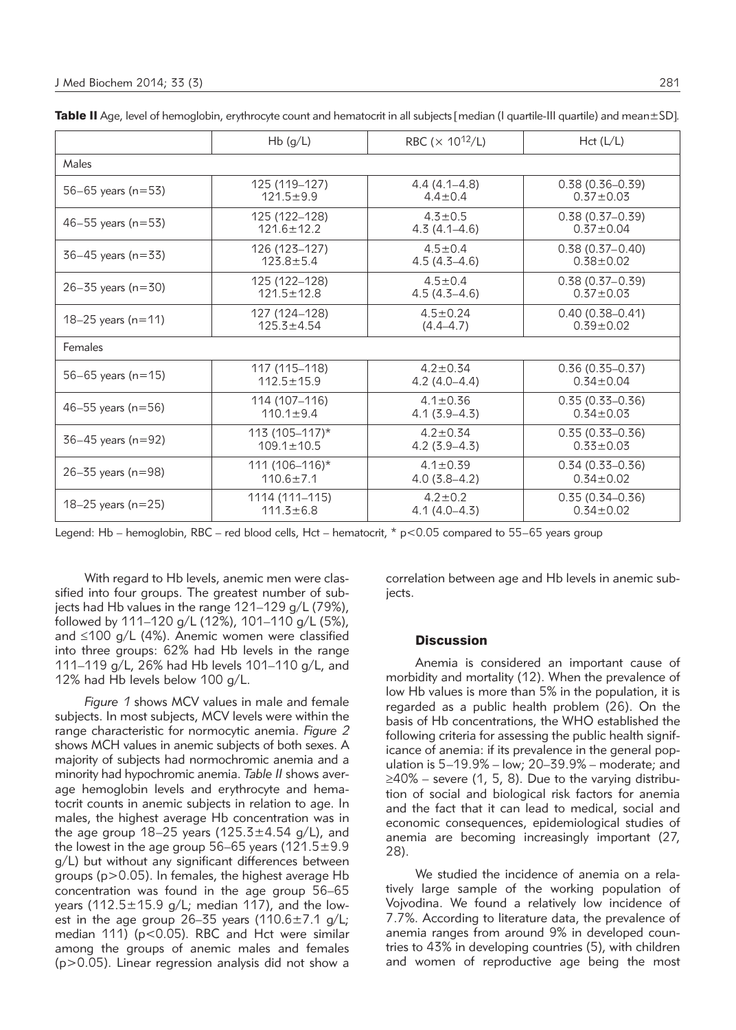**Table II** Age, level of hemoglobin, erythrocyte count and hematocrit in all subjects [median (I quartile-III quartile) and mean±SD].

| | Hb (g/L) | RBC ($\times 10^{12}$/L) | Hct (L/L) |
|---|---|---|---|
| Males | | | |
| 56–65 years (n=53) | 125 (119–127)<br>121.5±9.9 | 4.4 (4.1–4.8)<br>4.4±0.4 | 0.38 (0.36–0.39)<br>0.37±0.03 |
| 46–55 years (n=53) | 125 (122–128)<br>121.6±12.2 | 4.3±0.5<br>4.3 (4.1–4.6) | 0.38 (0.37–0.39)<br>0.37±0.04 |
| 36–45 years (n=33) | 126 (123–127)<br>123.8±5.4 | 4.5±0.4<br>4.5 (4.3–4.6) | 0.38 (0.37–0.40)<br>0.38±0.02 |
| 26–35 years (n=30) | 125 (122–128)<br>121.5±12.8 | 4.5±0.4<br>4.5 (4.3–4.6) | 0.38 (0.37–0.39)<br>0.37±0.03 |
| 18–25 years (n=11) | 127 (124–128)<br>125.3±4.54 | 4.5±0.24<br>(4.4–4.7) | 0.40 (0.38–0.41)<br>0.39±0.02 |
| Females | | | |
| 56–65 years (n=15) | 117 (115–118)<br>112.5±15.9 | 4.2±0.34<br>4.2 (4.0–4.4) | 0.36 (0.35–0.37)<br>0.34±0.04 |
| 46–55 years (n=56) | 114 (107–116)<br>110.1±9.4 | 4.1±0.36<br>4.1 (3.9–4.3) | 0.35 (0.33–0.36)<br>0.34±0.03 |
| 36–45 years (n=92) | 113 (105–117)*<br>109.1±10.5 | 4.2±0.34<br>4.2 (3.9–4.3) | 0.35 (0.33–0.36)<br>0.33±0.03 |
| 26–35 years (n=98) | 111 (106–116)*<br>110.6±7.1 | 4.1±0.39<br>4.0 (3.8–4.2) | 0.34 (0.33–0.36)<br>0.34±0.02 |
| 18–25 years (n=25) | 1114 (111–115)<br>111.3±6.8 | 4.2±0.2<br>4.1 (4.0–4.3) | 0.35 (0.34–0.36)<br>0.34±0.02 |

Legend: Hb – hemoglobin, RBC – red blood cells, Hct – hematocrit, * $p<0.05$ compared to 55–65 years group

With regard to Hb levels, anemic men were classified into four groups. The greatest number of subjects had Hb values in the range 121–129 g/L (79%), followed by 111–120 g/L (12%), 101–110 g/L (5%), and ≤100 g/L (4%). Anemic women were classified into three groups: 62% had Hb levels in the range 111–119 g/L, 26% had Hb levels 101–110 g/L, and 12% had Hb levels below 100 g/L.

*Figure 1* shows MCV values in male and female subjects. In most subjects, MCV levels were within the range characteristic for normocytic anemia. *Figure 2* shows MCH values in anemic subjects of both sexes. A majority of subjects had normochromic anemia and a minority had hypochromic anemia. *Table II* shows average hemoglobin levels and erythrocyte and hematocrit counts in anemic subjects in relation to age. In males, the highest average Hb concentration was in the age group 18–25 years (125.3±4.54 g/L), and the lowest in the age group 56–65 years (121.5±9.9 g/L) but without any significant differences between groups ($p>0.05$). In females, the highest average Hb concentration was found in the age group 56–65 years (112.5±15.9 g/L; median 117), and the lowest in the age group 26–35 years (110.6±7.1 g/L; median 111) ($p<0.05$). RBC and Hct were similar among the groups of anemic males and females ($p>0.05$). Linear regression analysis did not show a correlation between age and Hb levels in anemic subjects.

## Discussion

Anemia is considered an important cause of morbidity and mortality (12). When the prevalence of low Hb values is more than 5% in the population, it is regarded as a public health problem (26). On the basis of Hb concentrations, the WHO established the following criteria for assessing the public health significance of anemia: if its prevalence in the general population is 5–19.9% – low; 20–39.9% – moderate; and ≥40% – severe (1, 5, 8). Due to the varying distribution of social and biological risk factors for anemia and the fact that it can lead to medical, social and economic consequences, epidemiological studies of anemia are becoming increasingly important (27, 28).

We studied the incidence of anemia on a relatively large sample of the working population of Vojvodina. We found a relatively low incidence of 7.7%. According to literature data, the prevalence of anemia ranges from around 9% in developed countries to 43% in developing countries (5), with children and women of reproductive age being the most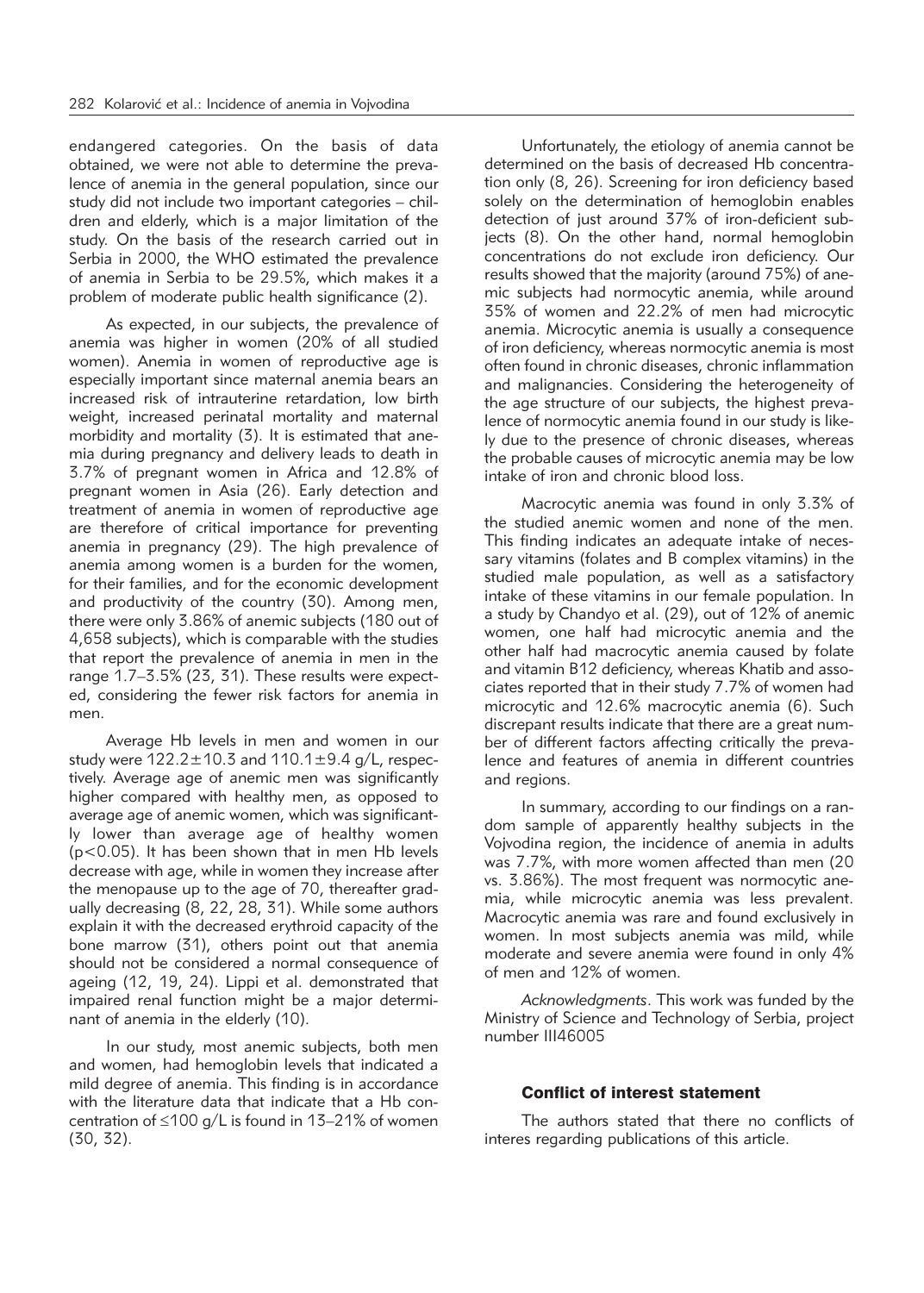endangered categories. On the basis of data obtained, we were not able to determine the prevalence of anemia in the general population, since our study did not include two important categories – children and elderly, which is a major limitation of the study. On the basis of the research carried out in Serbia in 2000, the WHO estimated the prevalence of anemia in Serbia to be 29.5%, which makes it a problem of moderate public health significance (2).

As expected, in our subjects, the prevalence of anemia was higher in women (20% of all studied women). Anemia in women of reproductive age is especially important since maternal anemia bears an increased risk of intrauterine retardation, low birth weight, increased perinatal mortality and maternal morbidity and mortality (3). It is estimated that anemia during pregnancy and delivery leads to death in 3.7% of pregnant women in Africa and 12.8% of pregnant women in Asia (26). Early detection and treatment of anemia in women of reproductive age are therefore of critical importance for preventing anemia in pregnancy (29). The high prevalence of anemia among women is a burden for the women, for their families, and for the economic development and productivity of the country (30). Among men, there were only 3.86% of anemic subjects (180 out of 4,658 subjects), which is comparable with the studies that report the prevalence of anemia in men in the range 1.7–3.5% (23, 31). These results were expected, considering the fewer risk factors for anemia in men.

Average Hb levels in men and women in our study were $122.2 \pm 10.3$ and $110.1 \pm 9.4$ g/L, respectively. Average age of anemic men was significantly higher compared with healthy men, as opposed to average age of anemic women, which was significantly lower than average age of healthy women ($p<0.05$). It has been shown that in men Hb levels decrease with age, while in women they increase after the menopause up to the age of 70, thereafter gradually decreasing (8, 22, 28, 31). While some authors explain it with the decreased erythroid capacity of the bone marrow (31), others point out that anemia should not be considered a normal consequence of ageing (12, 19, 24). Lippi et al. demonstrated that impaired renal function might be a major determinant of anemia in the elderly (10).

In our study, most anemic subjects, both men and women, had hemoglobin levels that indicated a mild degree of anemia. This finding is in accordance with the literature data that indicate that a Hb concentration of ≤100 g/L is found in 13–21% of women (30, 32).

Unfortunately, the etiology of anemia cannot be determined on the basis of decreased Hb concentration only (8, 26). Screening for iron deficiency based solely on the determination of hemoglobin enables detection of just around 37% of iron-deficient subjects (8). On the other hand, normal hemoglobin concentrations do not exclude iron deficiency. Our results showed that the majority (around 75%) of anemic subjects had normocytic anemia, while around 35% of women and 22.2% of men had microcytic anemia. Microcytic anemia is usually a consequence of iron deficiency, whereas normocytic anemia is most often found in chronic diseases, chronic inflammation and malignancies. Considering the heterogeneity of the age structure of our subjects, the highest prevalence of normocytic anemia found in our study is likely due to the presence of chronic diseases, whereas the probable causes of microcytic anemia may be low intake of iron and chronic blood loss.

Macrocytic anemia was found in only 3.3% of the studied anemic women and none of the men. This finding indicates an adequate intake of necessary vitamins (folates and B complex vitamins) in the studied male population, as well as a satisfactory intake of these vitamins in our female population. In a study by Chandyo et al. (29), out of 12% of anemic women, one half had microcytic anemia and the other half had macrocytic anemia caused by folate and vitamin B12 deficiency, whereas Khatib and associates reported that in their study 7.7% of women had microcytic and 12.6% macrocytic anemia (6). Such discrepant results indicate that there are a great number of different factors affecting critically the prevalence and features of anemia in different countries and regions.

In summary, according to our findings on a random sample of apparently healthy subjects in the Vojvodina region, the incidence of anemia in adults was 7.7%, with more women affected than men (20 vs. 3.86%). The most frequent was normocytic anemia, while microcytic anemia was less prevalent. Macrocytic anemia was rare and found exclusively in women. In most subjects anemia was mild, while moderate and severe anemia were found in only 4% of men and 12% of women.

*Acknowledgments*. This work was funded by the Ministry of Science and Technology of Serbia, project number III46005

### Conflict of interest statement

The authors stated that there no conflicts of interes regarding publications of this article.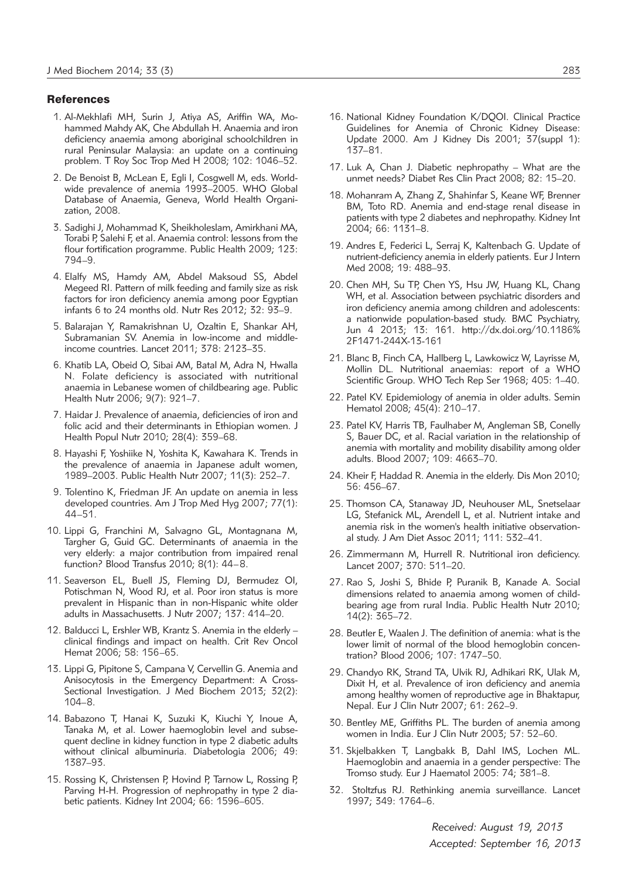## References

1. Al-Mekhlafi MH, Surin J, Atiya AS, Ariffin WA, Mohammed Mahdy AK, Che Abdullah H. Anaemia and iron deficiency anaemia among aboriginal schoolchildren in rural Peninsular Malaysia: an update on a continuing problem. T Roy Soc Trop Med H 2008; 102: 1046–52.
2. De Benoist B, McLean E, Egli I, Cosgwell M, eds. Worldwide prevalence of anemia 1993–2005. WHO Global Database of Anaemia, Geneva, World Health Organization, 2008.
3. Sadighi J, Mohammad K, Sheikholeslam, Amirkhani MA, Torabi P, Salehi F, et al. Anaemia control: lessons from the flour fortification programme. Public Health 2009; 123: 794–9.
4. Elalfy MS, Hamdy AM, Abdel Maksoud SS, Abdel Megeed RI. Pattern of milk feeding and family size as risk factors for iron deficiency anemia among poor Egyptian infants 6 to 24 months old. Nutr Res 2012; 32: 93–9.
5. Balarajan Y, Ramakrishnan U, Ozaltin E, Shankar AH, Subramanian SV. Anemia in low-income and middle-income countries. Lancet 2011; 378: 2123–35.
6. Khatib LA, Obeid O, Sibai AM, Batal M, Adra N, Hwalla N. Folate deficiency is associated with nutritional anaemia in Lebanese women of childbearing age. Public Health Nutr 2006; 9(7): 921–7.
7. Haidar J. Prevalence of anaemia, deficiencies of iron and folic acid and their determinants in Ethiopian women. J Health Popul Nutr 2010; 28(4): 359–68.
8. Hayashi F, Yoshiike N, Yoshita K, Kawahara K. Trends in the prevalence of anaemia in Japanese adult women, 1989–2003. Public Health Nutr 2007; 11(3): 252–7.
9. Tolentino K, Friedman JF. An update on anemia in less developed countries. Am J Trop Med Hyg 2007; 77(1): 44–51.
10. Lippi G, Franchini M, Salvagno GL, Montagnana M, Targher G, Guid GC. Determinants of anaemia in the very elderly: a major contribution from impaired renal function? Blood Transfus 2010; 8(1): 44–8.
11. Seaverson EL, Buell JS, Fleming DJ, Bermudez OI, Potischman N, Wood RJ, et al. Poor iron status is more prevalent in Hispanic than in non-Hispanic white older adults in Massachusetts. J Nutr 2007; 137: 414–20.
12. Balducci L, Ershler WB, Krantz S. Anemia in the elderly – clinical findings and impact on health. Crit Rev Oncol Hemat 2006; 58: 156–65.
13. Lippi G, Pipitone S, Campana V, Cervellin G. Anemia and Anisocytosis in the Emergency Department: A Cross-Sectional Investigation. J Med Biochem 2013; 32(2): 104–8.
14. Babazono T, Hanai K, Suzuki K, Kiuchi Y, Inoue A, Tanaka M, et al. Lower haemoglobin level and subsequent decline in kidney function in type 2 diabetic adults without clinical albuminuria. Diabetologia 2006; 49: 1387–93.
15. Rossing K, Christensen P, Hovind P, Tarnow L, Rossing P, Parving H-H. Progression of nephropathy in type 2 diabetic patients. Kidney Int 2004; 66: 1596–605.
16. National Kidney Foundation K/DQOI. Clinical Practice Guidelines for Anemia of Chronic Kidney Disease: Update 2000. Am J Kidney Dis 2001; 37(suppl 1): 137–81.
17. Luk A, Chan J. Diabetic nephropathy – What are the unmet needs? Diabet Res Clin Pract 2008; 82: 15–20.
18. Mohanram A, Zhang Z, Shahinfar S, Keane WF, Brenner BM, Toto RD. Anemia and end-stage renal disease in patients with type 2 diabetes and nephropathy. Kidney Int 2004; 66: 1131–8.
19. Andres E, Federici L, Serraj K, Kaltenbach G. Update of nutrient-deficiency anemia in elderly patients. Eur J Intern Med 2008; 19: 488–93.
20. Chen MH, Su TP, Chen YS, Hsu JW, Huang KL, Chang WH, et al. Association between psychiatric disorders and iron deficiency anemia among children and adolescents: a nationwide population-based study. BMC Psychiatry, Jun 4 2013; 13: 161. http://dx.doi.org/10.1186%2F1471-244X-13-161
21. Blanc B, Finch CA, Hallberg L, Lawkowicz W, Layrisse M, Mollin DL. Nutritional anaemias: report of a WHO Scientific Group. WHO Tech Rep Ser 1968; 405: 1–40.
22. Patel KV. Epidemiology of anemia in older adults. Semin Hematol 2008; 45(4): 210–17.
23. Patel KV, Harris TB, Faulhaber M, Angleman SB, Conelly S, Bauer DC, et al. Racial variation in the relationship of anemia with mortality and mobility disability among older adults. Blood 2007; 109: 4663–70.
24. Kheir F, Haddad R. Anemia in the elderly. Dis Mon 2010; 56: 456–67.
25. Thomson CA, Stanaway JD, Neuhouser ML, Snetselaar LG, Stefanick ML, Arendell L, et al. Nutrient intake and anemia risk in the women's health initiative observational study. J Am Diet Assoc 2011; 111: 532–41.
26. Zimmermann M, Hurrell R. Nutritional iron deficiency. Lancet 2007; 370: 511–20.
27. Rao S, Joshi S, Bhide P, Puranik B, Kanade A. Social dimensions related to anaemia among women of childbearing age from rural India. Public Health Nutr 2010; 14(2): 365–72.
28. Beutler E, Waalen J. The definition of anemia: what is the lower limit of normal of the blood hemoglobin concentration? Blood 2006; 107: 1747–50.
29. Chandyo RK, Strand TA, Ulvik RJ, Adhikari RK, Ulak M, Dixit H, et al. Prevalence of iron deficiency and anemia among healthy women of reproductive age in Bhaktapur, Nepal. Eur J Clin Nutr 2007; 61: 262–9.
30. Bentley ME, Griffiths PL. The burden of anemia among women in India. Eur J Clin Nutr 2003; 57: 52–60.
31. Skjelbakken T, Langbakk B, Dahl IMS, Lochen ML. Haemoglobin and anaemia in a gender perspective: The Tromso study. Eur J Haematol 2005: 74; 381–8.
32. Stoltzfus RJ. Rethinking anemia surveillance. Lancet 1997; 349: 1764–6.

*Received: August 19, 2013*
*Accepted: September 16, 2013*